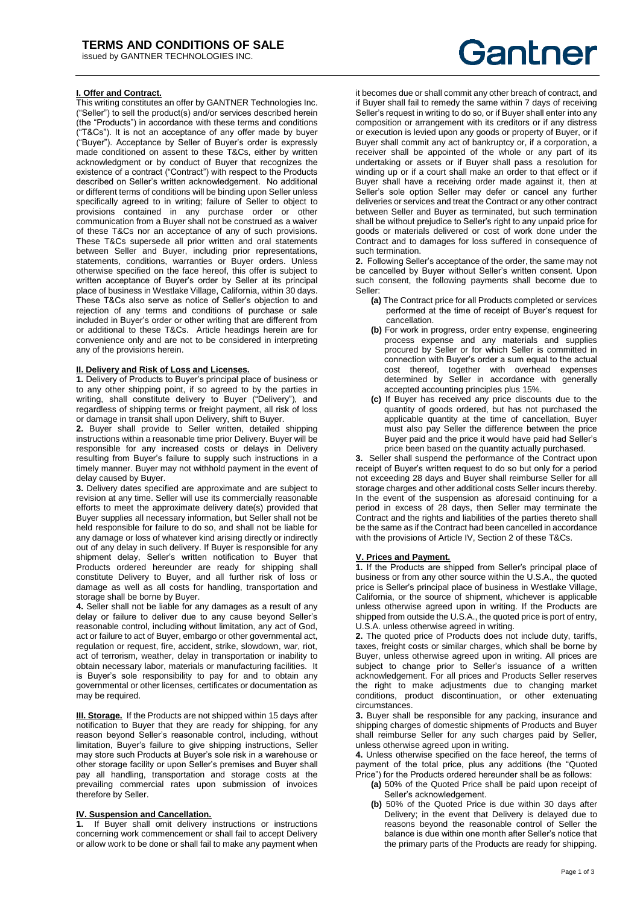# TERMS AND CONDITIONS OF SALE

issued by GANTNER TECHNOLOGIES INC.

Gantner

## I. Offer and Contract.

This writing constitutes an offer by GANTNER Technologies Inc. ("Seller") to sell the product(s) and/or services described herein (the "Products") in accordance with these terms and conditions ("T&Cs"). It is not an acceptance of any offer made by buyer ("Buyer"). Acceptance by Seller of Buyer's order is expressly made conditioned on assent to these T&Cs, either by written acknowledgment or by conduct of Buyer that recognizes the existence of a contract ("Contract") with respect to the Products described on Seller's written acknowledgement. No additional or different terms of conditions will be binding upon Seller unless specifically agreed to in writing; failure of Seller to object to provisions contained in any purchase order or other communication from a Buyer shall not be construed as a waiver of these T&Cs nor an acceptance of any of such provisions. These T&Cs supersede all prior written and oral statements between Seller and Buyer, including prior representations, statements, conditions, warranties or Buyer orders. Unless otherwise specified on the face hereof, this offer is subject to written acceptance of Buyer's order by Seller at its principal place of business in Westlake Village, California, within 30 days. These T&Cs also serve as notice of Seller's objection to and rejection of any terms and conditions of purchase or sale included in Buyer's order or other writing that are different from or additional to these T&Cs. Article headings herein are for convenience only and are not to be considered in interpreting any of the provisions herein.

## II. Delivery and Risk of Loss and Licenses.

**1.** Delivery of Products to Buyer's principal place of business or to any other shipping point, if so agreed to by the parties in writing, shall constitute delivery to Buyer ("Delivery"), and regardless of shipping terms or freight payment, all risk of loss or damage in transit shall upon Delivery, shift to Buyer.

**2.** Buyer shall provide to Seller written, detailed shipping instructions within a reasonable time prior Delivery. Buyer will be responsible for any increased costs or delays in Delivery resulting from Buyer's failure to supply such instructions in a timely manner. Buyer may not withhold payment in the event of delay caused by Buyer.

**3.** Delivery dates specified are approximate and are subject to revision at any time. Seller will use its commercially reasonable efforts to meet the approximate delivery date(s) provided that Buyer supplies all necessary information, but Seller shall not be held responsible for failure to do so, and shall not be liable for any damage or loss of whatever kind arising directly or indirectly out of any delay in such delivery. If Buyer is responsible for any shipment delay, Seller's written notification to Buyer that Products ordered hereunder are ready for shipping shall constitute Delivery to Buyer, and all further risk of loss or damage as well as all costs for handling, transportation and storage shall be borne by Buyer.

**4.** Seller shall not be liable for any damages as a result of any delay or failure to deliver due to any cause beyond Seller's reasonable control, including without limitation, any act of God, act or failure to act of Buyer, embargo or other governmental act, regulation or request, fire, accident, strike, slowdown, war, riot, act of terrorism, weather, delay in transportation or inability to obtain necessary labor, materials or manufacturing facilities. It is Buyer's sole responsibility to pay for and to obtain any governmental or other licenses, certificates or documentation as may be required.

**III. Storage.** If the Products are not shipped within 15 days after notification to Buyer that they are ready for shipping, for any reason beyond Seller's reasonable control, including, without limitation, Buyer's failure to give shipping instructions, Seller may store such Products at Buyer's sole risk in a warehouse or other storage facility or upon Seller's premises and Buyer shall pay all handling, transportation and storage costs at the prevailing commercial rates upon submission of invoices therefore by Seller.

## IV. Suspension and Cancellation.

**1.** If Buyer shall omit delivery instructions or instructions concerning work commencement or shall fail to accept Delivery or allow work to be done or shall fail to make any payment when it becomes due or shall commit any other breach of contract, and if Buyer shall fail to remedy the same within 7 days of receiving Seller's request in writing to do so, or if Buyer shall enter into any composition or arrangement with its creditors or if any distress or execution is levied upon any goods or property of Buyer, or if Buyer shall commit any act of bankruptcy or, if a corporation, a receiver shall be appointed of the whole or any part of its undertaking or assets or if Buyer shall pass a resolution for winding up or if a court shall make an order to that effect or if Buyer shall have a receiving order made against it, then at Seller's sole option Seller may defer or cancel any further deliveries or services and treat the Contract or any other contract between Seller and Buyer as terminated, but such termination shall be without prejudice to Seller's right to any unpaid price for goods or materials delivered or cost of work done under the Contract and to damages for loss suffered in consequence of such termination.

**2.** Following Seller's acceptance of the order, the same may not be cancelled by Buyer without Seller's written consent. Upon such consent, the following payments shall become due to Seller:

- **(a)** The Contract price for all Products completed or services performed at the time of receipt of Buyer's request for cancellation.
- **(b)** For work in progress, order entry expense, engineering process expense and any materials and supplies procured by Seller or for which Seller is committed in connection with Buyer's order a sum equal to the actual cost thereof, together with overhead expenses determined by Seller in accordance with generally accepted accounting principles plus 15%.
- **(c)** If Buyer has received any price discounts due to the quantity of goods ordered, but has not purchased the applicable quantity at the time of cancellation, Buyer must also pay Seller the difference between the price Buyer paid and the price it would have paid had Seller's price been based on the quantity actually purchased.

**3.** Seller shall suspend the performance of the Contract upon receipt of Buyer's written request to do so but only for a period not exceeding 28 days and Buyer shall reimburse Seller for all storage charges and other additional costs Seller incurs thereby. In the event of the suspension as aforesaid continuing for a period in excess of 28 days, then Seller may terminate the Contract and the rights and liabilities of the parties thereto shall be the same as if the Contract had been cancelled in accordance with the provisions of Article IV, Section 2 of these T&Cs.

## V. Prices and Payment.

**1.** If the Products are shipped from Seller's principal place of business or from any other source within the U.S.A., the quoted price is Seller's principal place of business in Westlake Village, California, or the source of shipment, whichever is applicable unless otherwise agreed upon in writing. If the Products are shipped from outside the U.S.A., the quoted price is port of entry, U.S.A. unless otherwise agreed in writing.

**2.** The quoted price of Products does not include duty, tariffs, taxes, freight costs or similar charges, which shall be borne by Buyer, unless otherwise agreed upon in writing. All prices are subject to change prior to Seller's issuance of a written acknowledgement. For all prices and Products Seller reserves the right to make adjustments due to changing market conditions, product discontinuation, or other extenuating circumstances.

**3.** Buyer shall be responsible for any packing, insurance and shipping charges of domestic shipments of Products and Buyer shall reimburse Seller for any such charges paid by Seller, unless otherwise agreed upon in writing.

**4.** Unless otherwise specified on the face hereof, the terms of payment of the total price, plus any additions (the "Quoted Price") for the Products ordered hereunder shall be as follows:

- **(a)** 50% of the Quoted Price shall be paid upon receipt of Seller's acknowledgement.
- **(b)** 50% of the Quoted Price is due within 30 days after Delivery; in the event that Delivery is delayed due to reasons beyond the reasonable control of Seller the balance is due within one month after Seller's notice that the primary parts of the Products are ready for shipping.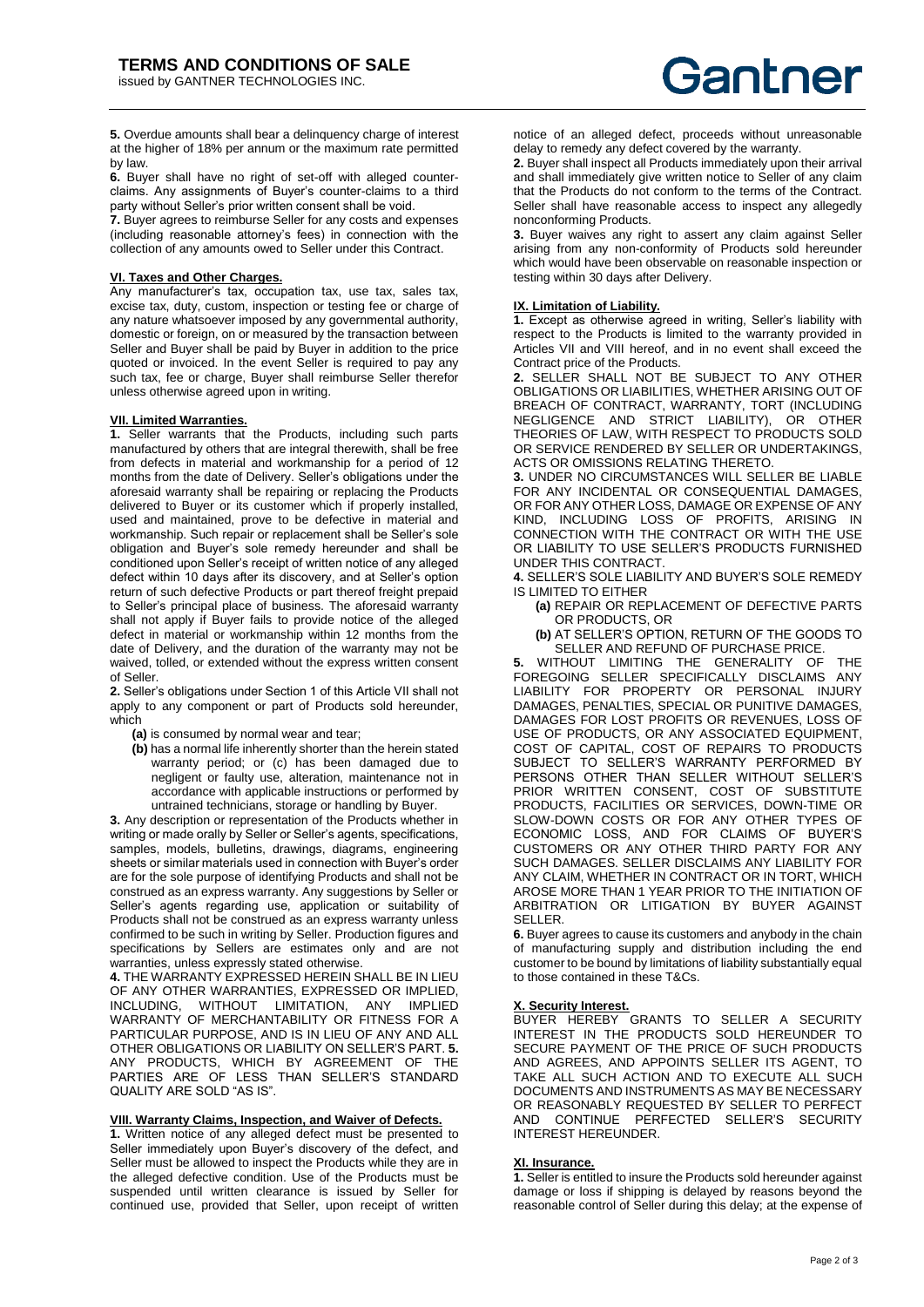**5.** Overdue amounts shall bear a delinquency charge of interest at the higher of 18% per annum or the maximum rate permitted by law.

**6.** Buyer shall have no right of set-off with alleged counter-claims. Any assignments of Buyer's counter-claims to a third party without Seller's prior written consent shall be void.

**7.** Buyer agrees to reimburse Seller for any costs and expenses (including reasonable attorney's fees) in connection with the collection of any amounts owed to Seller under this Contract.

### VI. Taxes and Other Charges.

Any manufacturer's tax, occupation tax, use tax, sales tax, excise tax, duty, custom, inspection or testing fee or charge of any nature whatsoever imposed by any governmental authority, domestic or foreign, on or measured by the transaction between Seller and Buyer shall be paid by Buyer in addition to the price quoted or invoiced. In the event Seller is required to pay any such tax, fee or charge, Buyer shall reimburse Seller therefor unless otherwise agreed upon in writing.

### VII. Limited Warranties.

**1.** Seller warrants that the Products, including such parts manufactured by others that are integral therewith, shall be free from defects in material and workmanship for a period of 12 months from the date of Delivery. Seller's obligations under the aforesaid warranty shall be repairing or replacing the Products delivered to Buyer or its customer which if properly installed, used and maintained, prove to be defective in material and workmanship. Such repair or replacement shall be Seller's sole obligation and Buyer's sole remedy hereunder and shall be conditioned upon Seller's receipt of written notice of any alleged defect within 10 days after its discovery, and at Seller's option return of such defective Products or part thereof freight prepaid to Seller's principal place of business. The aforesaid warranty shall not apply if Buyer fails to provide notice of the alleged defect in material or workmanship within 12 months from the date of Delivery, and the duration of the warranty may not be waived, tolled, or extended without the express written consent of Seller.

**2.** Seller's obligations under Section 1 of this Article VII shall not apply to any component or part of Products sold hereunder, which

- **(a)** is consumed by normal wear and tear;
- **(b)** has a normal life inherently shorter than the herein stated warranty period; or (c) has been damaged due to negligent or faulty use, alteration, maintenance not in accordance with applicable instructions or performed by untrained technicians, storage or handling by Buyer.

**3.** Any description or representation of the Products whether in writing or made orally by Seller or Seller's agents, specifications, samples, models, bulletins, drawings, diagrams, engineering sheets or similar materials used in connection with Buyer's order are for the sole purpose of identifying Products and shall not be construed as an express warranty. Any suggestions by Seller or Seller's agents regarding use, application or suitability of Products shall not be construed as an express warranty unless confirmed to be such in writing by Seller. Production figures and specifications by Sellers are estimates only and are not warranties, unless expressly stated otherwise.

**4.** THE WARRANTY EXPRESSED HEREIN SHALL BE IN LIEU OF ANY OTHER WARRANTIES, EXPRESSED OR IMPLIED, INCLUDING, WITHOUT LIMITATION, ANY IMPLIED WARRANTY OF MERCHANTABILITY OR FITNESS FOR A PARTICULAR PURPOSE, AND IS IN LIEU OF ANY AND ALL OTHER OBLIGATIONS OR LIABILITY ON SELLER'S PART. **5.** ANY PRODUCTS, WHICH BY AGREEMENT OF THE PARTIES ARE OF LESS THAN SELLER'S STANDARD QUALITY ARE SOLD "AS IS".

### VIII. Warranty Claims, Inspection, and Waiver of Defects.

**1.** Written notice of any alleged defect must be presented to Seller immediately upon Buyer's discovery of the defect, and Seller must be allowed to inspect the Products while they are in the alleged defective condition. Use of the Products must be suspended until written clearance is issued by Seller for continued use, provided that Seller, upon receipt of written notice of an alleged defect, proceeds without unreasonable delay to remedy any defect covered by the warranty.

**2.** Buyer shall inspect all Products immediately upon their arrival and shall immediately give written notice to Seller of any claim that the Products do not conform to the terms of the Contract. Seller shall have reasonable access to inspect any allegedly nonconforming Products.

**3.** Buyer waives any right to assert any claim against Seller arising from any non-conformity of Products sold hereunder which would have been observable on reasonable inspection or testing within 30 days after Delivery.

### IX. Limitation of Liability.

**1.** Except as otherwise agreed in writing, Seller's liability with respect to the Products is limited to the warranty provided in Articles VII and VIII hereof, and in no event shall exceed the Contract price of the Products.

**2.** SELLER SHALL NOT BE SUBJECT TO ANY OTHER OBLIGATIONS OR LIABILITIES, WHETHER ARISING OUT OF BREACH OF CONTRACT, WARRANTY, TORT (INCLUDING NEGLIGENCE AND STRICT LIABILITY), OR OTHER THEORIES OF LAW, WITH RESPECT TO PRODUCTS SOLD OR SERVICE RENDERED BY SELLER OR UNDERTAKINGS, ACTS OR OMISSIONS RELATING THERETO.

**3.** UNDER NO CIRCUMSTANCES WILL SELLER BE LIABLE FOR ANY INCIDENTAL OR CONSEQUENTIAL DAMAGES, OR FOR ANY OTHER LOSS, DAMAGE OR EXPENSE OF ANY KIND, INCLUDING LOSS OF PROFITS, ARISING IN CONNECTION WITH THE CONTRACT OR WITH THE USE OR LIABILITY TO USE SELLER'S PRODUCTS FURNISHED UNDER THIS CONTRACT.

**4.** SELLER'S SOLE LIABILITY AND BUYER'S SOLE REMEDY IS LIMITED TO EITHER

- **(a)** REPAIR OR REPLACEMENT OF DEFECTIVE PARTS OR PRODUCTS, OR
- **(b)** AT SELLER'S OPTION, RETURN OF THE GOODS TO SELLER AND REFUND OF PURCHASE PRICE.

**5.** WITHOUT LIMITING THE GENERALITY OF THE FOREGOING SELLER SPECIFICALLY DISCLAIMS ANY LIABILITY FOR PROPERTY OR PERSONAL INJURY DAMAGES, PENALTIES, SPECIAL OR PUNITIVE DAMAGES, DAMAGES FOR LOST PROFITS OR REVENUES, LOSS OF USE OF PRODUCTS, OR ANY ASSOCIATED EQUIPMENT, COST OF CAPITAL, COST OF REPAIRS TO PRODUCTS SUBJECT TO SELLER'S WARRANTY PERFORMED BY PERSONS OTHER THAN SELLER WITHOUT SELLER'S PRIOR WRITTEN CONSENT, COST OF SUBSTITUTE PRODUCTS, FACILITIES OR SERVICES, DOWN-TIME OR SLOW-DOWN COSTS OR FOR ANY OTHER TYPES OF ECONOMIC LOSS, AND FOR CLAIMS OF BUYER'S CUSTOMERS OR ANY OTHER THIRD PARTY FOR ANY SUCH DAMAGES. SELLER DISCLAIMS ANY LIABILITY FOR ANY CLAIM, WHETHER IN CONTRACT OR IN TORT, WHICH AROSE MORE THAN 1 YEAR PRIOR TO THE INITIATION OF ARBITRATION OR LITIGATION BY BUYER AGAINST SELLER.

**6.** Buyer agrees to cause its customers and anybody in the chain of manufacturing supply and distribution including the end customer to be bound by limitations of liability substantially equal to those contained in these T&Cs.

### X. Security Interest.

BUYER HEREBY GRANTS TO SELLER A SECURITY INTEREST IN THE PRODUCTS SOLD HEREUNDER TO SECURE PAYMENT OF THE PRICE OF SUCH PRODUCTS AND AGREES, AND APPOINTS SELLER ITS AGENT, TO TAKE ALL SUCH ACTION AND TO EXECUTE ALL SUCH DOCUMENTS AND INSTRUMENTS AS MAY BE NECESSARY OR REASONABLY REQUESTED BY SELLER TO PERFECT AND CONTINUE PERFECTED SELLER'S SECURITY INTEREST HEREUNDER.

### XI. Insurance.

**1.** Seller is entitled to insure the Products sold hereunder against damage or loss if shipping is delayed by reasons beyond the reasonable control of Seller during this delay; at the expense of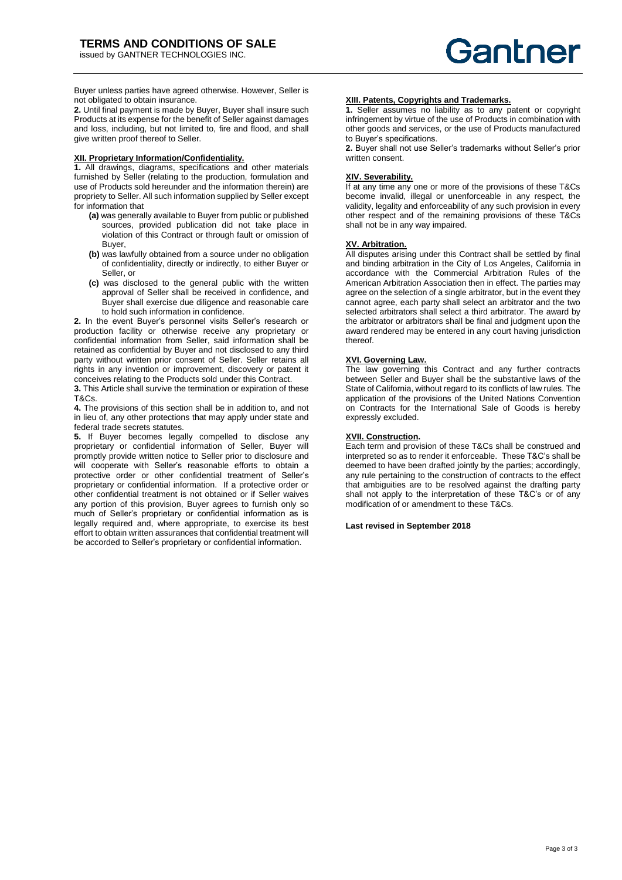Buyer unless parties have agreed otherwise. However, Seller is not obligated to obtain insurance.

**2.** Until final payment is made by Buyer, Buyer shall insure such Products at its expense for the benefit of Seller against damages and loss, including, but not limited to, fire and flood, and shall give written proof thereof to Seller.

### XII. Proprietary Information/Confidentiality.

**1.** All drawings, diagrams, specifications and other materials furnished by Seller (relating to the production, formulation and use of Products sold hereunder and the information therein) are propriety to Seller. All such information supplied by Seller except for information that

- **(a)** was generally available to Buyer from public or published sources, provided publication did not take place in violation of this Contract or through fault or omission of Buyer,
- **(b)** was lawfully obtained from a source under no obligation of confidentiality, directly or indirectly, to either Buyer or Seller, or
- **(c)** was disclosed to the general public with the written approval of Seller shall be received in confidence, and Buyer shall exercise due diligence and reasonable care to hold such information in confidence.

**2.** In the event Buyer's personnel visits Seller's research or production facility or otherwise receive any proprietary or confidential information from Seller, said information shall be retained as confidential by Buyer and not disclosed to any third party without written prior consent of Seller. Seller retains all rights in any invention or improvement, discovery or patent it conceives relating to the Products sold under this Contract.

**3.** This Article shall survive the termination or expiration of these T&Cs.

**4.** The provisions of this section shall be in addition to, and not in lieu of, any other protections that may apply under state and federal trade secrets statutes.

**5.** If Buyer becomes legally compelled to disclose any proprietary or confidential information of Seller, Buyer will promptly provide written notice to Seller prior to disclosure and will cooperate with Seller's reasonable efforts to obtain a protective order or other confidential treatment of Seller's proprietary or confidential information. If a protective order or other confidential treatment is not obtained or if Seller waives any portion of this provision, Buyer agrees to furnish only so much of Seller's proprietary or confidential information as is legally required and, where appropriate, to exercise its best effort to obtain written assurances that confidential treatment will be accorded to Seller's proprietary or confidential information.

### XIII. Patents, Copyrights and Trademarks.

**1.** Seller assumes no liability as to any patent or copyright infringement by virtue of the use of Products in combination with other goods and services, or the use of Products manufactured to Buyer's specifications.

**2.** Buyer shall not use Seller's trademarks without Seller's prior written consent.

### XIV. Severability.

If at any time any one or more of the provisions of these T&Cs become invalid, illegal or unenforceable in any respect, the validity, legality and enforceability of any such provision in every other respect and of the remaining provisions of these T&Cs shall not be in any way impaired.

### XV. Arbitration.

All disputes arising under this Contract shall be settled by final and binding arbitration in the City of Los Angeles, California in accordance with the Commercial Arbitration Rules of the American Arbitration Association then in effect. The parties may agree on the selection of a single arbitrator, but in the event they cannot agree, each party shall select an arbitrator and the two selected arbitrators shall select a third arbitrator. The award by the arbitrator or arbitrators shall be final and judgment upon the award rendered may be entered in any court having jurisdiction thereof.

### XVI. Governing Law.

The law governing this Contract and any further contracts between Seller and Buyer shall be the substantive laws of the State of California, without regard to its conflicts of law rules. The application of the provisions of the United Nations Convention on Contracts for the International Sale of Goods is hereby expressly excluded.

### XVII. Construction.

Each term and provision of these T&Cs shall be construed and interpreted so as to render it enforceable. These T&C's shall be deemed to have been drafted jointly by the parties; accordingly, any rule pertaining to the construction of contracts to the effect that ambiguities are to be resolved against the drafting party shall not apply to the interpretation of these T&C's or of any modification of or amendment to these T&Cs.

**Last revised in September 2018**